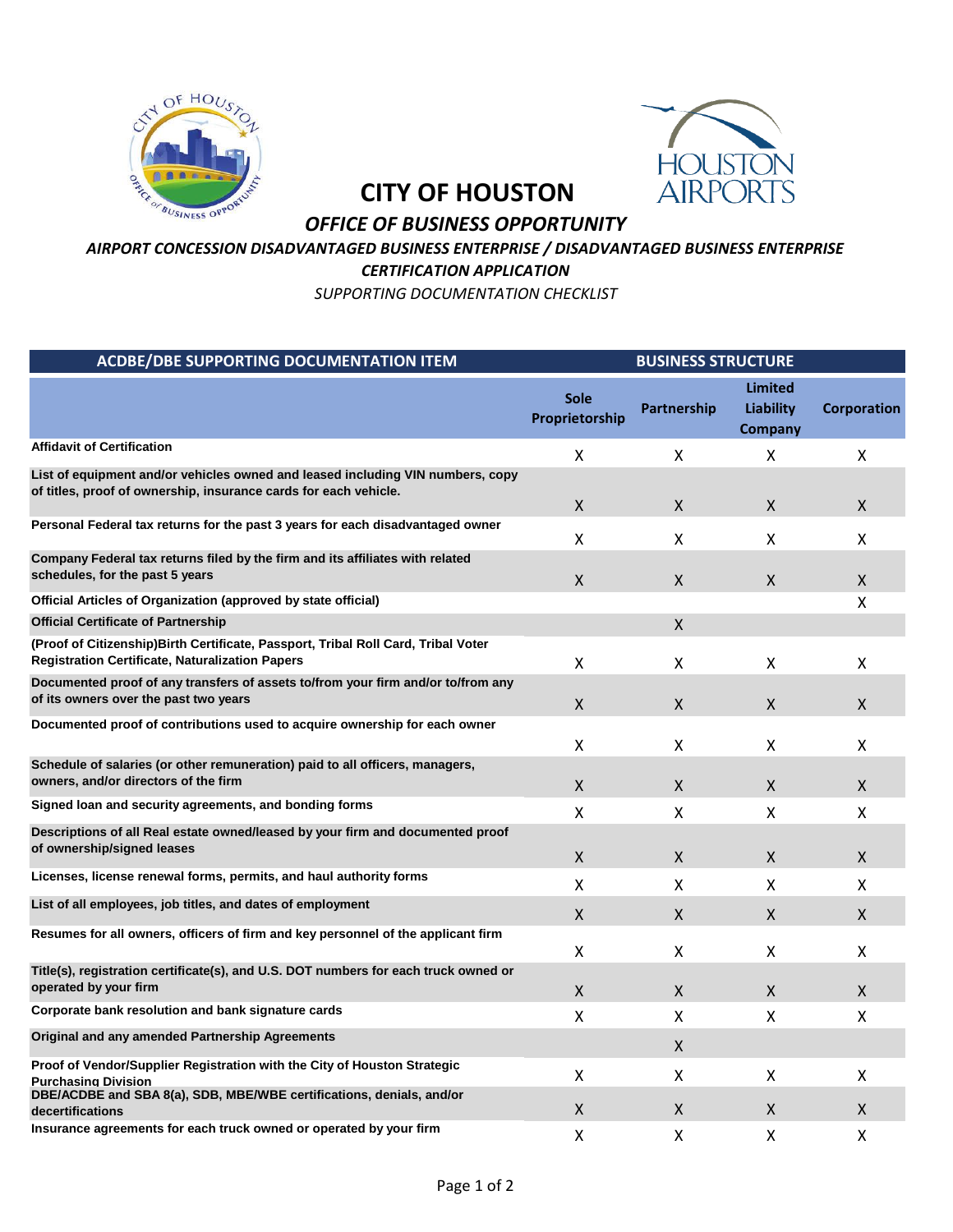# CITY OF HOUSTON

## *OFFICE OF BUSINESS OPPORTUNITY*

### *AIRPORT CONCESSION DISADVANTAGED BUSINESS ENTERPRISE / DISADVANTAGED BUSINESS ENTERPRISE CERTIFICATION APPLICATION*

*SUPPORTING DOCUMENTATION CHECKLIST*

| ACDBE/DBE SUPPORTING DOCUMENTATION ITEM | BUSINESS STRUCTURE | | | |
|---|---|---|---|---|
| | Sole Proprietorship | Partnership | Limited Liability Company | Corporation |
| **Affidavit of Certification** | X | X | X | X |
| **List of equipment and/or vehicles owned and leased including VIN numbers, copy of titles, proof of ownership, insurance cards for each vehicle.** | X | X | X | X |
| **Personal Federal tax returns for the past 3 years for each disadvantaged owner** | X | X | X | X |
| **Company Federal tax returns filed by the firm and its affiliates with related schedules, for the past 5 years** | X | X | X | X |
| **Official Articles of Organization (approved by state official)** | | | | X |
| **Official Certificate of Partnership** | | X | | |
| **(Proof of Citizenship)Birth Certificate, Passport, Tribal Roll Card, Tribal Voter Registration Certificate, Naturalization Papers** | X | X | X | X |
| **Documented proof of any transfers of assets to/from your firm and/or to/from any of its owners over the past two years** | X | X | X | X |
| **Documented proof of contributions used to acquire ownership for each owner** | X | X | X | X |
| **Schedule of salaries (or other remuneration) paid to all officers, managers, owners, and/or directors of the firm** | X | X | X | X |
| **Signed loan and security agreements, and bonding forms** | X | X | X | X |
| **Descriptions of all Real estate owned/leased by your firm and documented proof of ownership/signed leases** | X | X | X | X |
| **Licenses, license renewal forms, permits, and haul authority forms** | X | X | X | X |
| **List of all employees, job titles, and dates of employment** | X | X | X | X |
| **Resumes for all owners, officers of firm and key personnel of the applicant firm** | X | X | X | X |
| **Title(s), registration certificate(s), and U.S. DOT numbers for each truck owned or operated by your firm** | X | X | X | X |
| **Corporate bank resolution and bank signature cards** | X | X | X | X |
| **Original and any amended Partnership Agreements** | | X | | |
| **Proof of Vendor/Supplier Registration with the City of Houston Strategic Purchasing Division** | X | X | X | X |
| **DBE/ACDBE and SBA 8(a), SDB, MBE/WBE certifications, denials, and/or decertifications** | X | X | X | X |
| **Insurance agreements for each truck owned or operated by your firm** | X | X | X | X |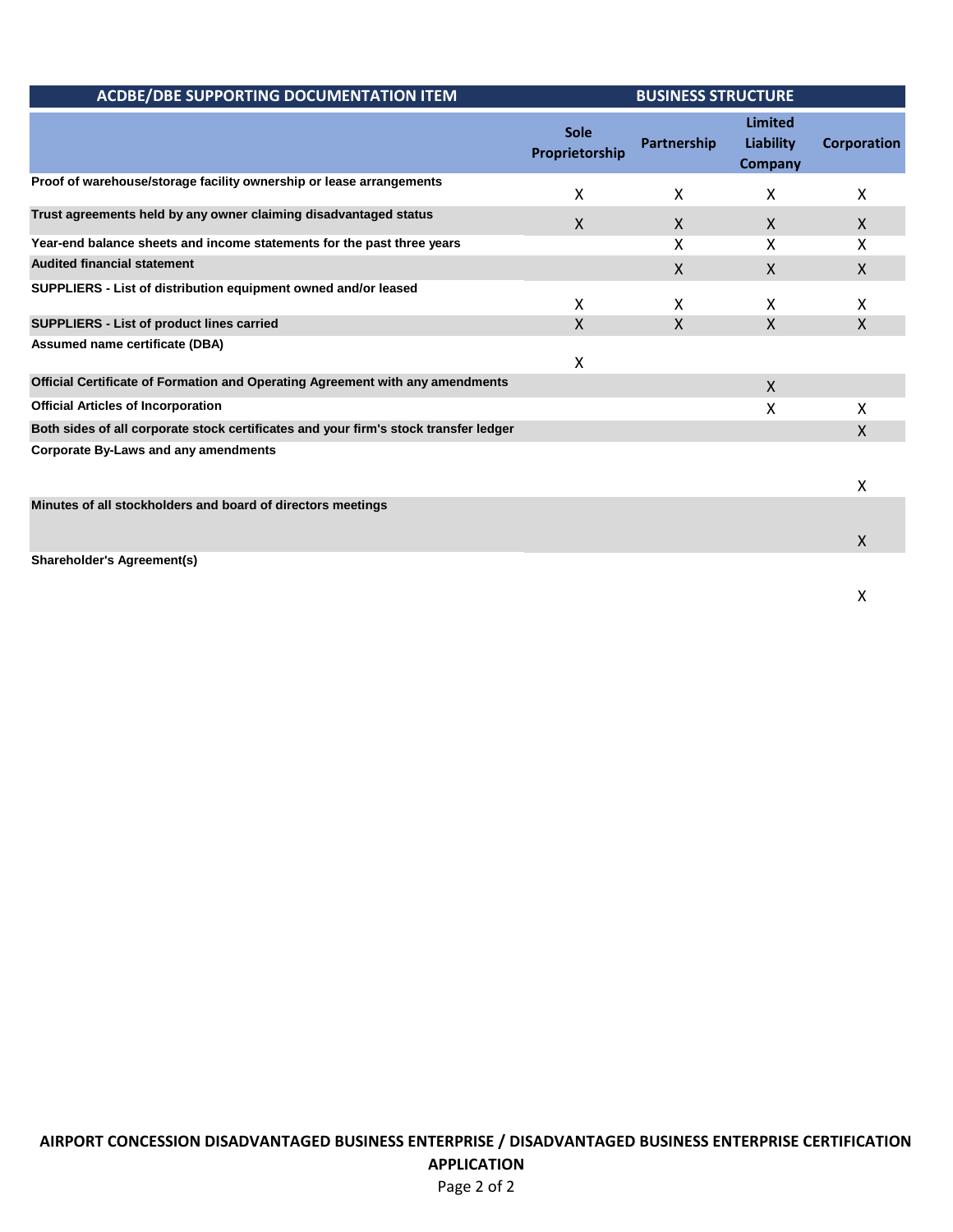| ACDBE/DBE SUPPORTING DOCUMENTATION ITEM | BUSINESS STRUCTURE | | | |
|---|---|---|---|---|
| | Sole Proprietorship | Partnership | Limited Liability Company | Corporation |
| Proof of warehouse/storage facility ownership or lease arrangements | X | X | X | X |
| Trust agreements held by any owner claiming disadvantaged status | X | X | X | X |
| Year-end balance sheets and income statements for the past three years | | X | X | X |
| Audited financial statement | | X | X | X |
| SUPPLIERS - List of distribution equipment owned and/or leased | X | X | X | X |
| SUPPLIERS - List of product lines carried | X | X | X | X |
| Assumed name certificate (DBA) | X | | | |
| Official Certificate of Formation and Operating Agreement with any amendments | | | X | |
| Official Articles of Incorporation | | | X | X |
| Both sides of all corporate stock certificates and your firm's stock transfer ledger | | | | X |
| Corporate By-Laws and any amendments | | | | X |
| Minutes of all stockholders and board of directors meetings | | | | X |
| Shareholder's Agreement(s) | | | | X |

**AIRPORT CONCESSION DISADVANTAGED BUSINESS ENTERPRISE / DISADVANTAGED BUSINESS ENTERPRISE CERTIFICATION APPLICATION**